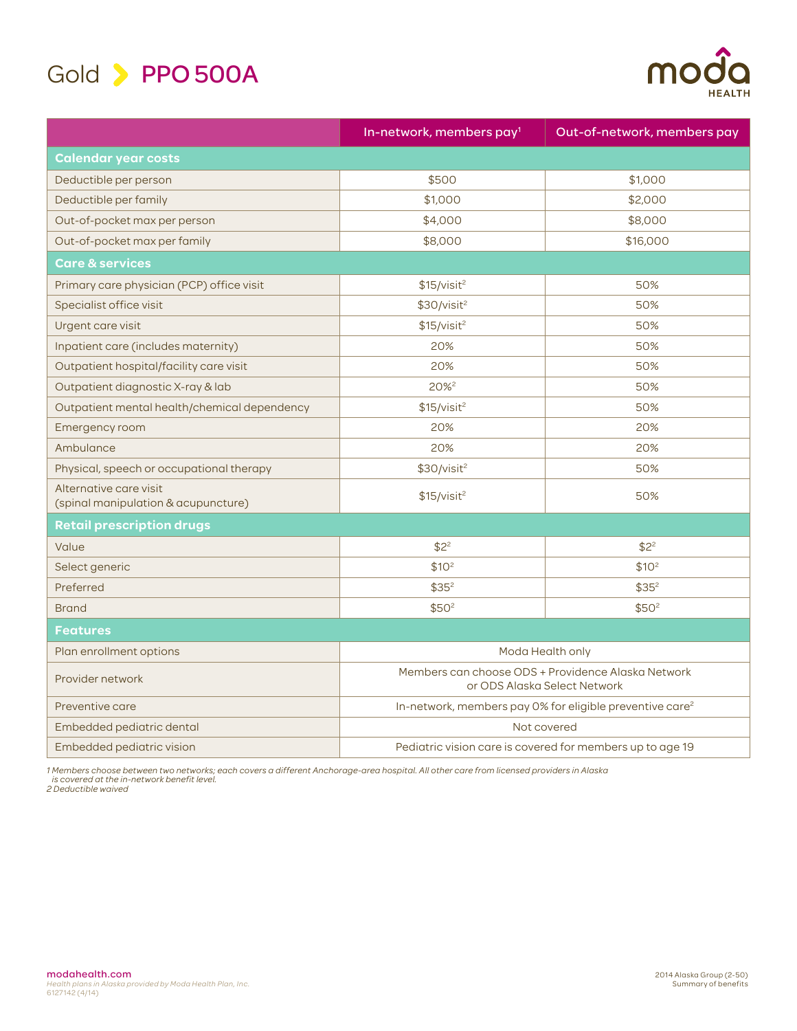# Gold > PPO 500A

| | In-network, members pay[1] | Out-of-network, members pay |
|---|---|---|
| **Calendar year costs** | | |
| Deductible per person | $500 | $1,000 |
| Deductible per family | $1,000 | $2,000 |
| Out-of-pocket max per person | $4,000 | $8,000 |
| Out-of-pocket max per family | $8,000 | $16,000 |
| **Care & services** | | |
| Primary care physician (PCP) office visit | $15/visit[2] | 50% |
| Specialist office visit | $30/visit[2] | 50% |
| Urgent care visit | $15/visit[2] | 50% |
| Inpatient care (includes maternity) | 20% | 50% |
| Outpatient hospital/facility care visit | 20% | 50% |
| Outpatient diagnostic X-ray & lab | 20%[2] | 50% |
| Outpatient mental health/chemical dependency | $15/visit[2] | 50% |
| Emergency room | 20% | 20% |
| Ambulance | 20% | 20% |
| Physical, speech or occupational therapy | $30/visit[2] | 50% |
| Alternative care visit (spinal manipulation & acupuncture) | $15/visit[2] | 50% |
| **Retail prescription drugs** | | |
| Value | $2[2] | $2[2] |
| Select generic | $10[2] | $10[2] |
| Preferred | $35[2] | $35[2] |
| Brand | $50[2] | $50[2] |
| **Features** | | |
| Plan enrollment options | Moda Health only | |
| Provider network | Members can choose ODS + Providence Alaska Network or ODS Alaska Select Network | |
| Preventive care | In-network, members pay 0% for eligible preventive care[2] | |
| Embedded pediatric dental | Not covered | |
| Embedded pediatric vision | Pediatric vision care is covered for members up to age 19 | |

*1 Members choose between two networks; each covers a different Anchorage-area hospital. All other care from licensed providers in Alaska is covered at the in-network benefit level.*
*2 Deductible waived*

modahealth.com
*Health plans in Alaska provided by Moda Health Plan, Inc.*
6127142 (4/14)

2014 Alaska Group (2-50)
Summary of benefits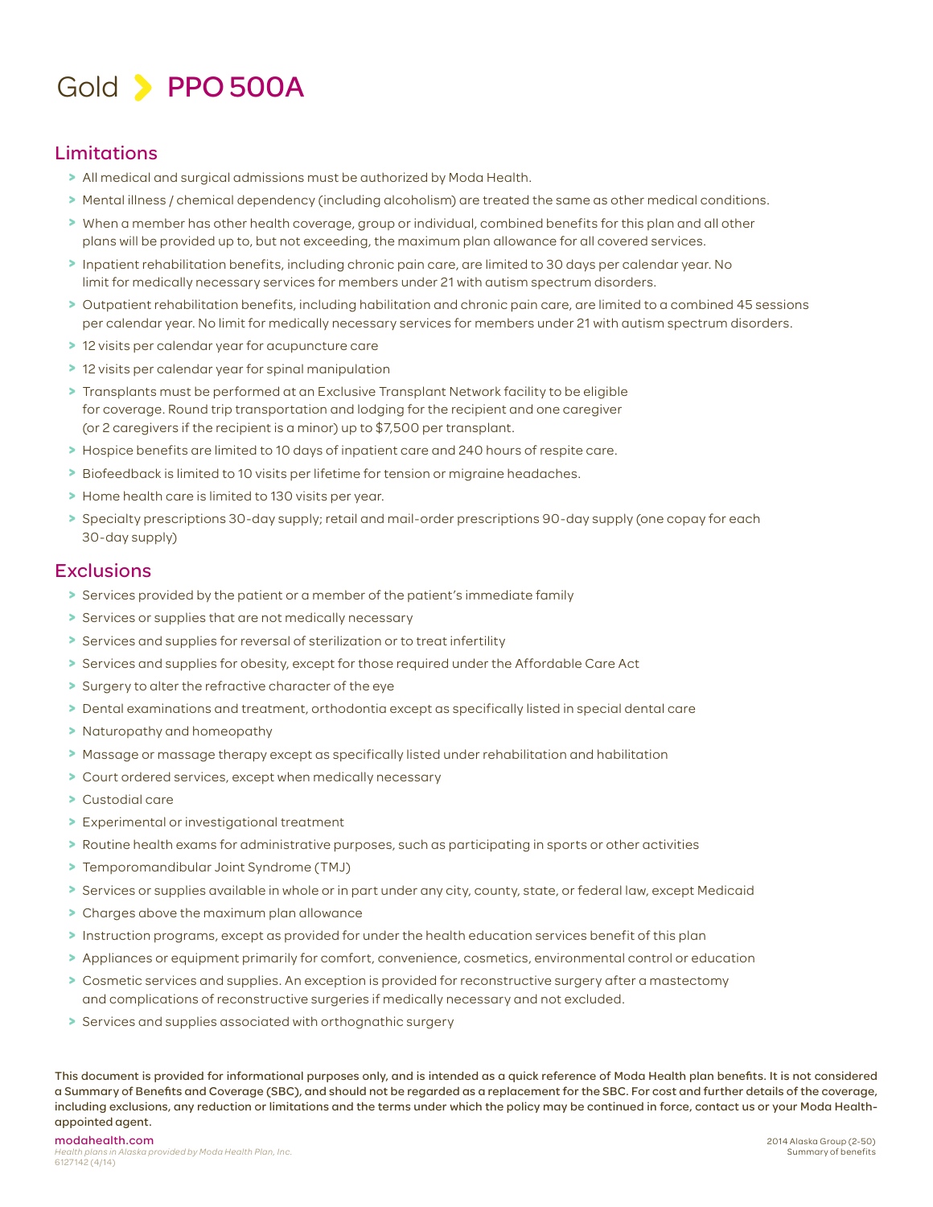# Gold > PPO 500A

## Limitations

- All medical and surgical admissions must be authorized by Moda Health.
- Mental illness / chemical dependency (including alcoholism) are treated the same as other medical conditions.
- When a member has other health coverage, group or individual, combined benefits for this plan and all other plans will be provided up to, but not exceeding, the maximum plan allowance for all covered services.
- Inpatient rehabilitation benefits, including chronic pain care, are limited to 30 days per calendar year. No limit for medically necessary services for members under 21 with autism spectrum disorders.
- Outpatient rehabilitation benefits, including habilitation and chronic pain care, are limited to a combined 45 sessions per calendar year. No limit for medically necessary services for members under 21 with autism spectrum disorders.
- 12 visits per calendar year for acupuncture care
- 12 visits per calendar year for spinal manipulation
- Transplants must be performed at an Exclusive Transplant Network facility to be eligible for coverage. Round trip transportation and lodging for the recipient and one caregiver (or 2 caregivers if the recipient is a minor) up to $7,500 per transplant.
- Hospice benefits are limited to 10 days of inpatient care and 240 hours of respite care.
- Biofeedback is limited to 10 visits per lifetime for tension or migraine headaches.
- Home health care is limited to 130 visits per year.
- Specialty prescriptions 30-day supply; retail and mail-order prescriptions 90-day supply (one copay for each 30-day supply)

## Exclusions

- Services provided by the patient or a member of the patient's immediate family
- Services or supplies that are not medically necessary
- Services and supplies for reversal of sterilization or to treat infertility
- Services and supplies for obesity, except for those required under the Affordable Care Act
- Surgery to alter the refractive character of the eye
- Dental examinations and treatment, orthodontia except as specifically listed in special dental care
- Naturopathy and homeopathy
- Massage or massage therapy except as specifically listed under rehabilitation and habilitation
- Court ordered services, except when medically necessary
- Custodial care
- Experimental or investigational treatment
- Routine health exams for administrative purposes, such as participating in sports or other activities
- Temporomandibular Joint Syndrome (TMJ)
- Services or supplies available in whole or in part under any city, county, state, or federal law, except Medicaid
- Charges above the maximum plan allowance
- Instruction programs, except as provided for under the health education services benefit of this plan
- Appliances or equipment primarily for comfort, convenience, cosmetics, environmental control or education
- Cosmetic services and supplies. An exception is provided for reconstructive surgery after a mastectomy and complications of reconstructive surgeries if medically necessary and not excluded.
- Services and supplies associated with orthognathic surgery

**This document is provided for informational purposes only, and is intended as a quick reference of Moda Health plan benefits. It is not considered a Summary of Benefits and Coverage (SBC), and should not be regarded as a replacement for the SBC. For cost and further details of the coverage, including exclusions, any reduction or limitations and the terms under which the policy may be continued in force, contact us or your Moda Health-appointed agent.**

modahealth.com

*Health plans in Alaska provided by Moda Health Plan, Inc.*

6127142 (4/14)

2014 Alaska Group (2-50)
Summary of benefits